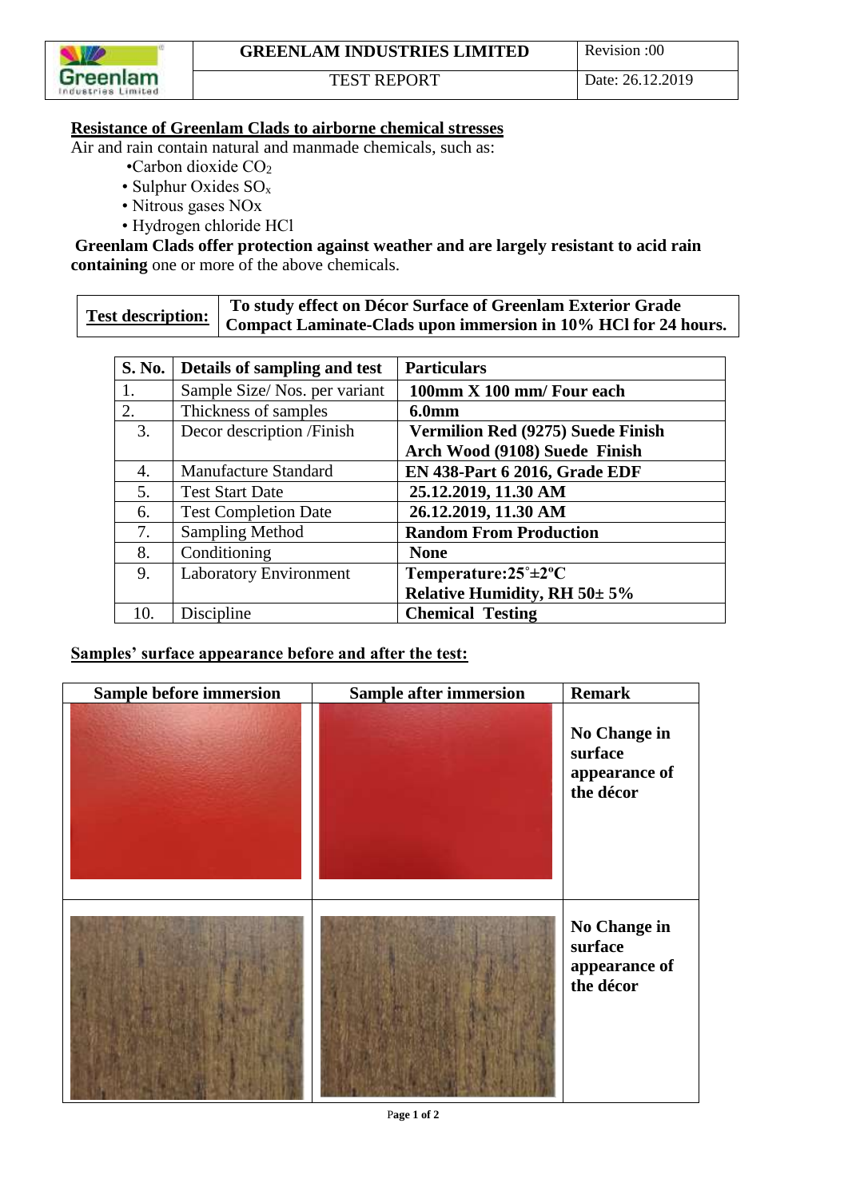| GREENLAM INDUSTRIES LIMITED | Revision :00 |
| --- | --- |
| TEST REPORT | Date: 26.12.2019 |

**Resistance of Greenlam Clads to airborne chemical stresses**

Air and rain contain natural and manmade chemicals, such as:

- Carbon dioxide $CO_2$
- Sulphur Oxides $SO_x$
- Nitrous gases NOx
- Hydrogen chloride HCl

**Greenlam Clads offer protection against weather and are largely resistant to acid rain containing** one or more of the above chemicals.

| **Test description:** | **To study effect on Décor Surface of Greenlam Exterior Grade Compact Laminate-Clads upon immersion in 10% HCl for 24 hours.** |
| --- | --- |

| S. No. | Details of sampling and test | Particulars |
| --- | --- | --- |
| 1. | Sample Size/ Nos. per variant | **100mm X 100 mm/ Four each** |
| 2. | Thickness of samples | **6.0mm** |
| 3. | Decor description /Finish | **Vermilion Red (9275) Suede Finish**<br>**Arch Wood (9108) Suede Finish** |
| 4. | Manufacture Standard | **EN 438-Part 6 2016, Grade EDF** |
| 5. | Test Start Date | **25.12.2019, 11.30 AM** |
| 6. | Test Completion Date | **26.12.2019, 11.30 AM** |
| 7. | Sampling Method | **Random From Production** |
| 8. | Conditioning | **None** |
| 9. | Laboratory Environment | **Temperature:25°±2°C**<br>**Relative Humidity, RH 50± 5%** |
| 10. | Discipline | **Chemical Testing** |

**Samples' surface appearance before and after the test:**

| Sample before immersion | Sample after immersion | Remark |
| --- | --- | --- |
| | | **No Change in surface appearance of the décor** |
| | | **No Change in surface appearance of the décor** |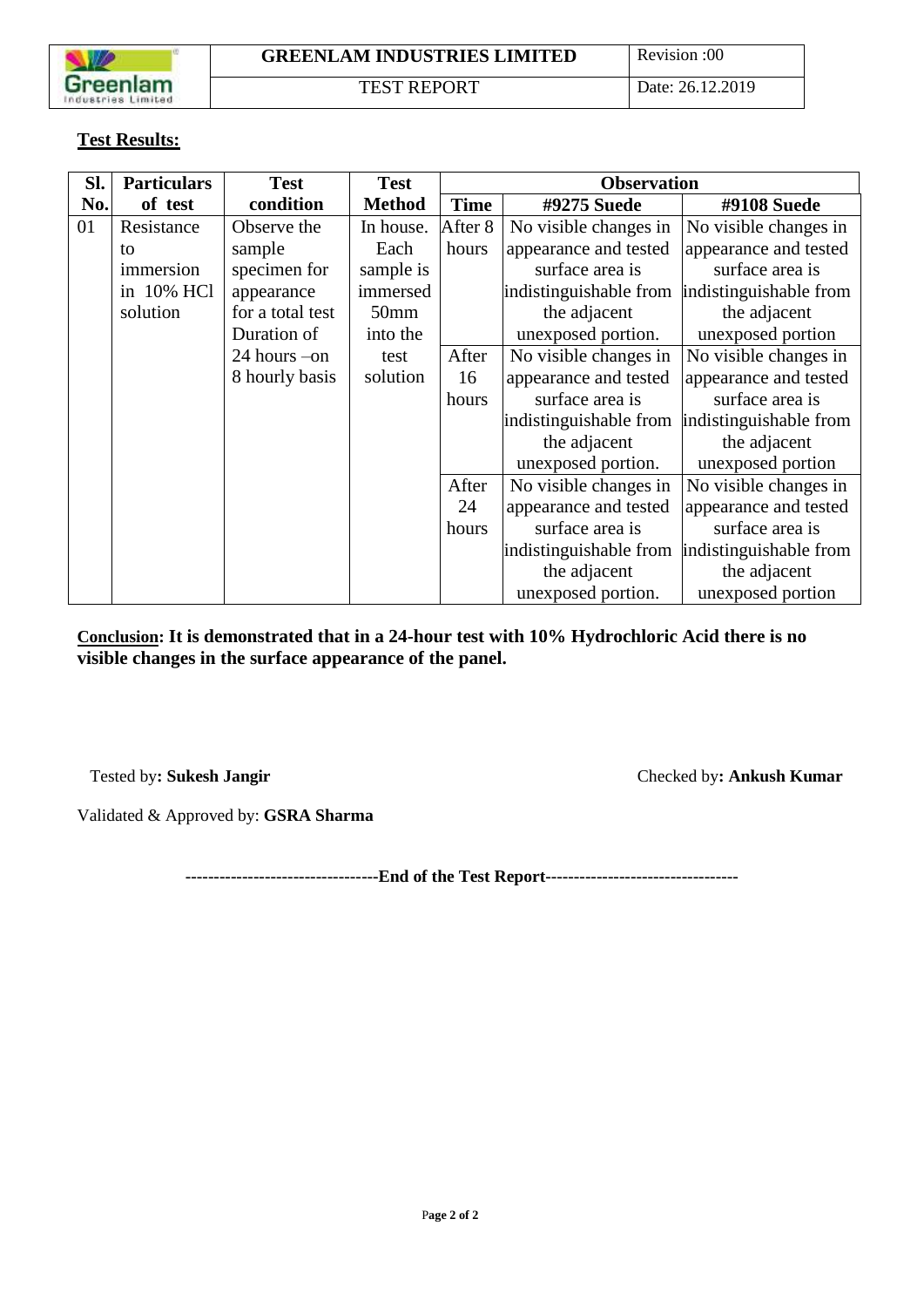| GREENLAM INDUSTRIES LIMITED | Revision :00 |
| --- | --- |
| TEST REPORT | Date: 26.12.2019 |

**Test Results:**

| Sl. No. | Particulars of test | Test condition | Test Method | Observation | | |
| --- | --- | --- | --- | --- | --- | --- |
| | | | | **Time** | **#9275 Suede** | **#9108 Suede** |
| 01 | Resistance to immersion in 10% HCl solution | Observe the sample specimen for appearance for a total test Duration of 24 hours –on 8 hourly basis | In house. Each sample is immersed 50mm into the test solution | After 8 hours | No visible changes in appearance and tested surface area is indistinguishable from the adjacent unexposed portion. | No visible changes in appearance and tested surface area is indistinguishable from the adjacent unexposed portion |
| | | | | After 16 hours | No visible changes in appearance and tested surface area is indistinguishable from the adjacent unexposed portion. | No visible changes in appearance and tested surface area is indistinguishable from the adjacent unexposed portion |
| | | | | After 24 hours | No visible changes in appearance and tested surface area is indistinguishable from the adjacent unexposed portion. | No visible changes in appearance and tested surface area is indistinguishable from the adjacent unexposed portion |

**Conclusion: It is demonstrated that in a 24-hour test with 10% Hydrochloric Acid there is no visible changes in the surface appearance of the panel.**

Tested by**: Sukesh Jangir**

Checked by**: Ankush Kumar**

Validated & Approved by: **GSRA Sharma**

**---------------------------------End of the Test Report---------------------------------**